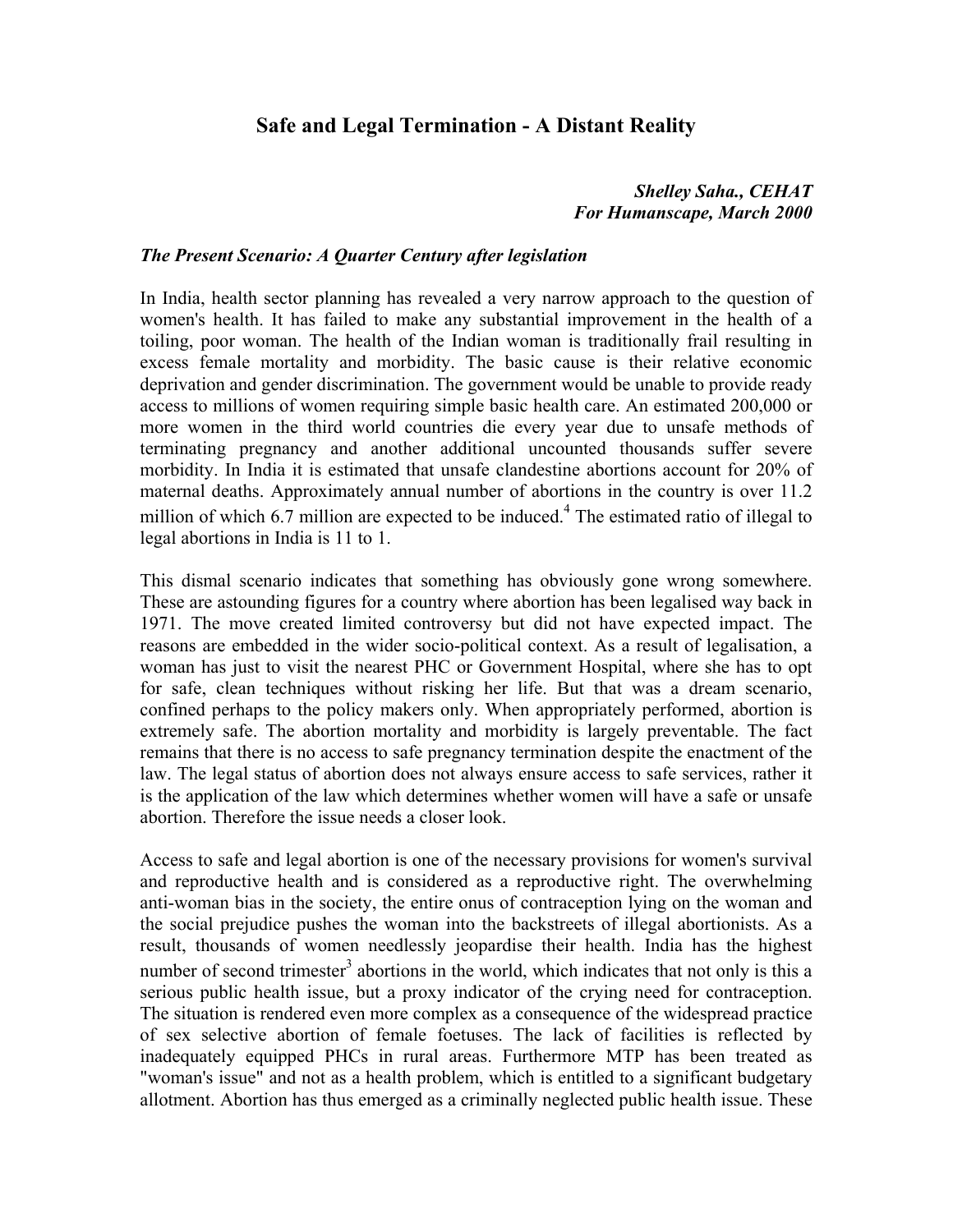# Safe and Legal Termination - A Distant Reality

***Shelley Saha., CEHAT***
***For Humanscape, March 2000***

### *The Present Scenario: A Quarter Century after legislation*

In India, health sector planning has revealed a very narrow approach to the question of women's health. It has failed to make any substantial improvement in the health of a toiling, poor woman. The health of the Indian woman is traditionally frail resulting in excess female mortality and morbidity. The basic cause is their relative economic deprivation and gender discrimination. The government would be unable to provide ready access to millions of women requiring simple basic health care. An estimated 200,000 or more women in the third world countries die every year due to unsafe methods of terminating pregnancy and another additional uncounted thousands suffer severe morbidity. In India it is estimated that unsafe clandestine abortions account for 20% of maternal deaths. Approximately annual number of abortions in the country is over 11.2 million of which 6.7 million are expected to be induced.[4] The estimated ratio of illegal to legal abortions in India is 11 to 1.

This dismal scenario indicates that something has obviously gone wrong somewhere. These are astounding figures for a country where abortion has been legalised way back in 1971. The move created limited controversy but did not have expected impact. The reasons are embedded in the wider socio-political context. As a result of legalisation, a woman has just to visit the nearest PHC or Government Hospital, where she has to opt for safe, clean techniques without risking her life. But that was a dream scenario, confined perhaps to the policy makers only. When appropriately performed, abortion is extremely safe. The abortion mortality and morbidity is largely preventable. The fact remains that there is no access to safe pregnancy termination despite the enactment of the law. The legal status of abortion does not always ensure access to safe services, rather it is the application of the law which determines whether women will have a safe or unsafe abortion. Therefore the issue needs a closer look.

Access to safe and legal abortion is one of the necessary provisions for women's survival and reproductive health and is considered as a reproductive right. The overwhelming anti-woman bias in the society, the entire onus of contraception lying on the woman and the social prejudice pushes the woman into the backstreets of illegal abortionists. As a result, thousands of women needlessly jeopardise their health. India has the highest number of second trimester[3] abortions in the world, which indicates that not only is this a serious public health issue, but a proxy indicator of the crying need for contraception. The situation is rendered even more complex as a consequence of the widespread practice of sex selective abortion of female foetuses. The lack of facilities is reflected by inadequately equipped PHCs in rural areas. Furthermore MTP has been treated as "woman's issue" and not as a health problem, which is entitled to a significant budgetary allotment. Abortion has thus emerged as a criminally neglected public health issue. These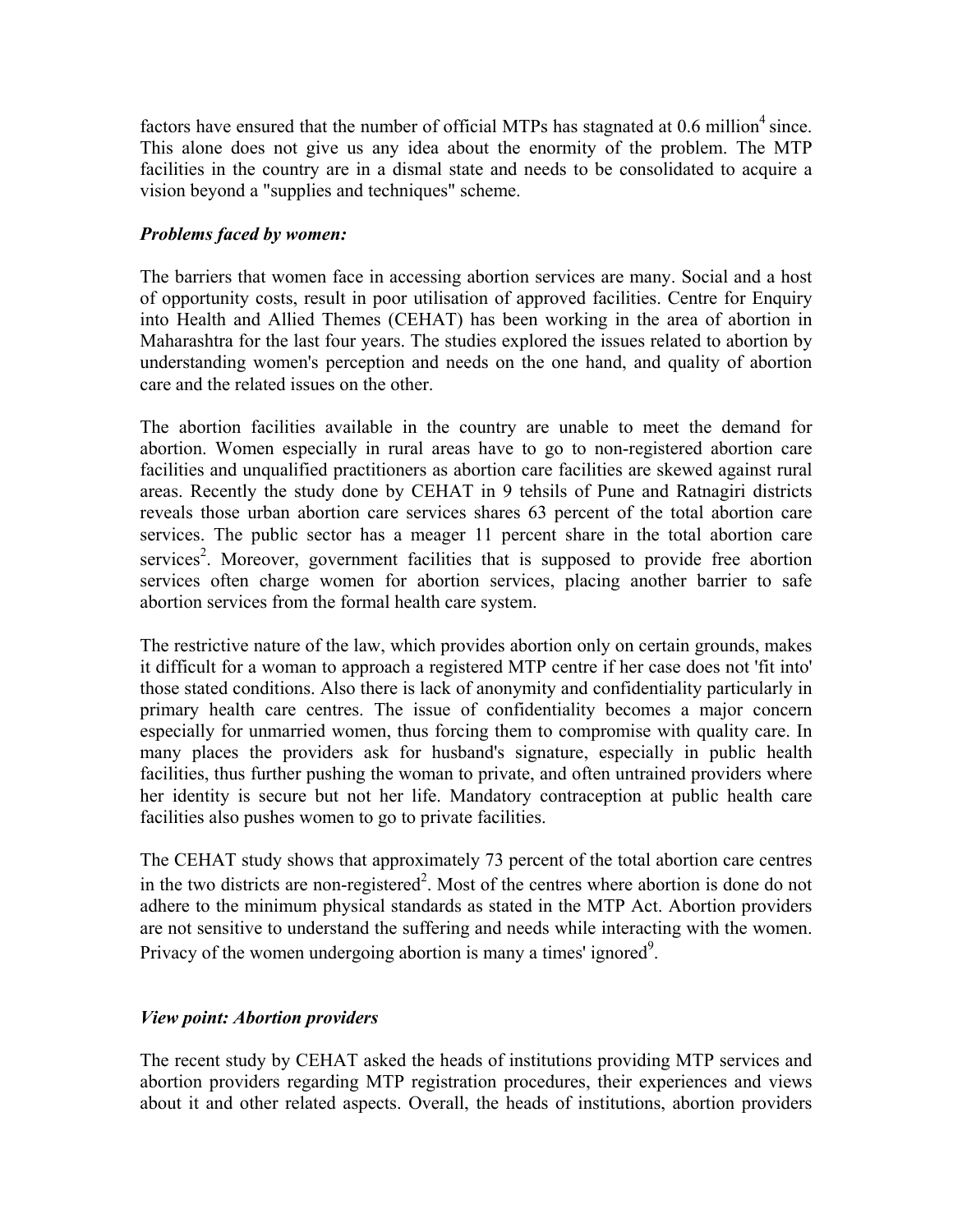factors have ensured that the number of official MTPs has stagnated at 0.6 million[4] since. This alone does not give us any idea about the enormity of the problem. The MTP facilities in the country are in a dismal state and needs to be consolidated to acquire a vision beyond a "supplies and techniques" scheme.

### *Problems faced by women:*

The barriers that women face in accessing abortion services are many. Social and a host of opportunity costs, result in poor utilisation of approved facilities. Centre for Enquiry into Health and Allied Themes (CEHAT) has been working in the area of abortion in Maharashtra for the last four years. The studies explored the issues related to abortion by understanding women's perception and needs on the one hand, and quality of abortion care and the related issues on the other.

The abortion facilities available in the country are unable to meet the demand for abortion. Women especially in rural areas have to go to non-registered abortion care facilities and unqualified practitioners as abortion care facilities are skewed against rural areas. Recently the study done by CEHAT in 9 tehsils of Pune and Ratnagiri districts reveals those urban abortion care services shares 63 percent of the total abortion care services. The public sector has a meager 11 percent share in the total abortion care services[2]. Moreover, government facilities that is supposed to provide free abortion services often charge women for abortion services, placing another barrier to safe abortion services from the formal health care system.

The restrictive nature of the law, which provides abortion only on certain grounds, makes it difficult for a woman to approach a registered MTP centre if her case does not 'fit into' those stated conditions. Also there is lack of anonymity and confidentiality particularly in primary health care centres. The issue of confidentiality becomes a major concern especially for unmarried women, thus forcing them to compromise with quality care. In many places the providers ask for husband's signature, especially in public health facilities, thus further pushing the woman to private, and often untrained providers where her identity is secure but not her life. Mandatory contraception at public health care facilities also pushes women to go to private facilities.

The CEHAT study shows that approximately 73 percent of the total abortion care centres in the two districts are non-registered[2]. Most of the centres where abortion is done do not adhere to the minimum physical standards as stated in the MTP Act. Abortion providers are not sensitive to understand the suffering and needs while interacting with the women. Privacy of the women undergoing abortion is many a times' ignored[9].

### *View point: Abortion providers*

The recent study by CEHAT asked the heads of institutions providing MTP services and abortion providers regarding MTP registration procedures, their experiences and views about it and other related aspects. Overall, the heads of institutions, abortion providers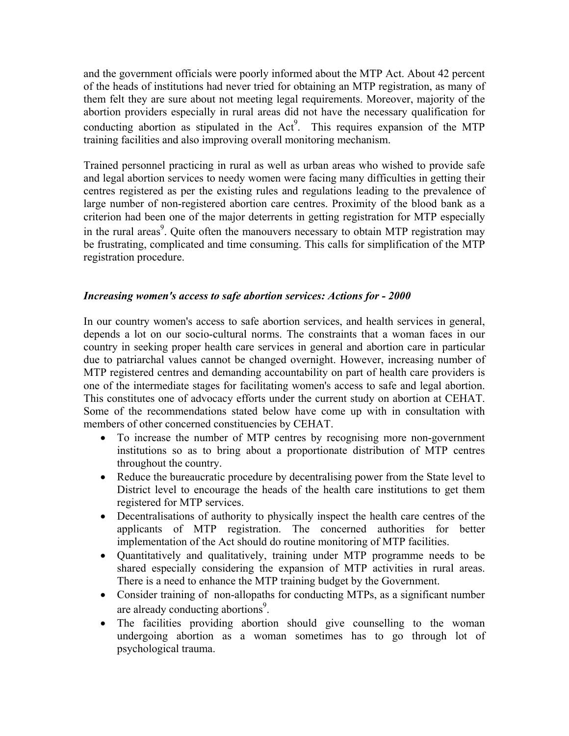and the government officials were poorly informed about the MTP Act. About 42 percent of the heads of institutions had never tried for obtaining an MTP registration, as many of them felt they are sure about not meeting legal requirements. Moreover, majority of the abortion providers especially in rural areas did not have the necessary qualification for conducting abortion as stipulated in the Act[9]. This requires expansion of the MTP training facilities and also improving overall monitoring mechanism.

Trained personnel practicing in rural as well as urban areas who wished to provide safe and legal abortion services to needy women were facing many difficulties in getting their centres registered as per the existing rules and regulations leading to the prevalence of large number of non-registered abortion care centres. Proximity of the blood bank as a criterion had been one of the major deterrents in getting registration for MTP especially in the rural areas[9]. Quite often the manouvers necessary to obtain MTP registration may be frustrating, complicated and time consuming. This calls for simplification of the MTP registration procedure.

### *Increasing women's access to safe abortion services: Actions for - 2000*

In our country women's access to safe abortion services, and health services in general, depends a lot on our socio-cultural norms. The constraints that a woman faces in our country in seeking proper health care services in general and abortion care in particular due to patriarchal values cannot be changed overnight. However, increasing number of MTP registered centres and demanding accountability on part of health care providers is one of the intermediate stages for facilitating women's access to safe and legal abortion. This constitutes one of advocacy efforts under the current study on abortion at CEHAT. Some of the recommendations stated below have come up with in consultation with members of other concerned constituencies by CEHAT.

- To increase the number of MTP centres by recognising more non-government institutions so as to bring about a proportionate distribution of MTP centres throughout the country.
- Reduce the bureaucratic procedure by decentralising power from the State level to District level to encourage the heads of the health care institutions to get them registered for MTP services.
- Decentralisations of authority to physically inspect the health care centres of the applicants of MTP registration. The concerned authorities for better implementation of the Act should do routine monitoring of MTP facilities.
- Quantitatively and qualitatively, training under MTP programme needs to be shared especially considering the expansion of MTP activities in rural areas. There is a need to enhance the MTP training budget by the Government.
- Consider training of non-allopaths for conducting MTPs, as a significant number are already conducting abortions[9].
- The facilities providing abortion should give counselling to the woman undergoing abortion as a woman sometimes has to go through lot of psychological trauma.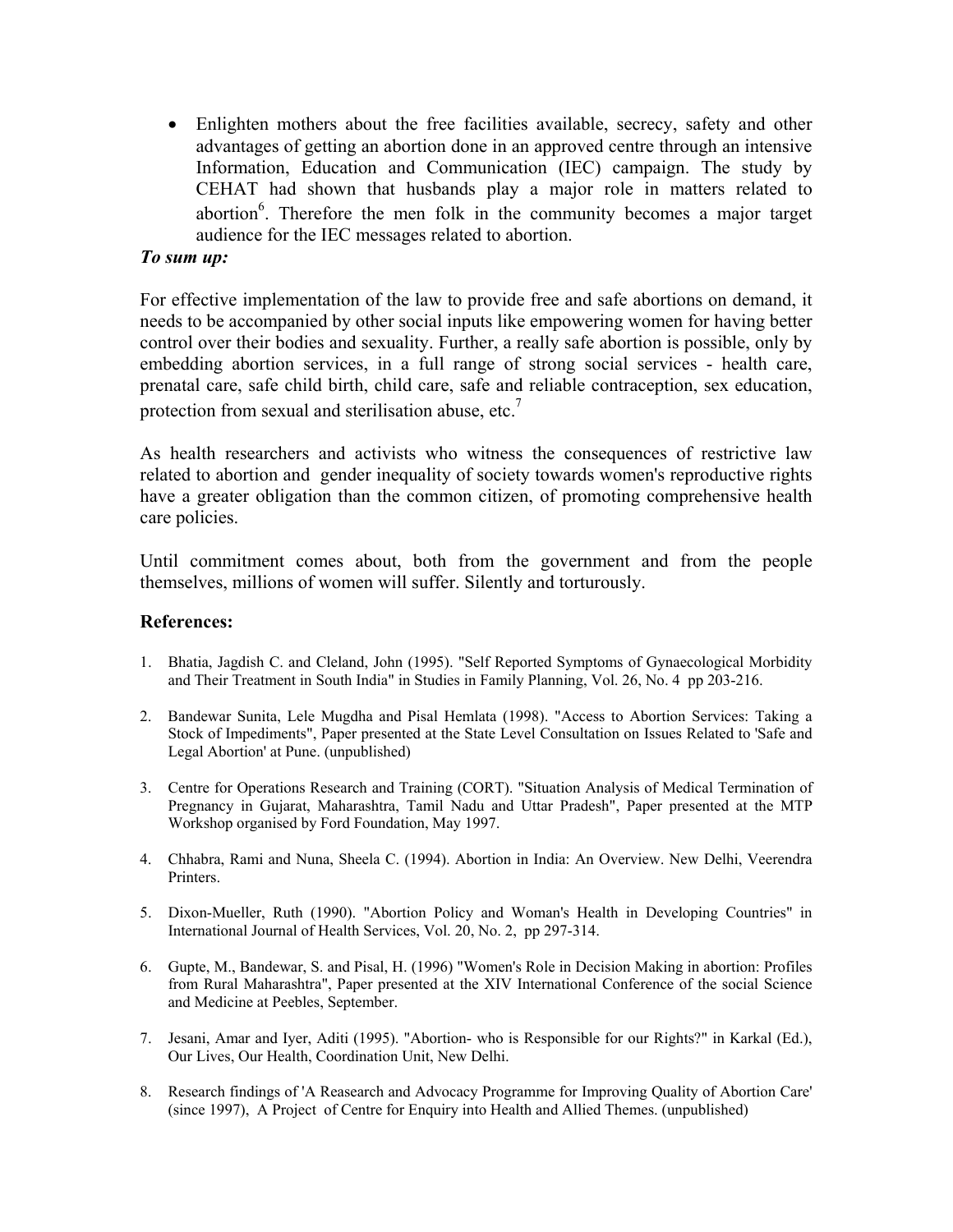- Enlighten mothers about the free facilities available, secrecy, safety and other advantages of getting an abortion done in an approved centre through an intensive Information, Education and Communication (IEC) campaign. The study by CEHAT had shown that husbands play a major role in matters related to abortion[6]. Therefore the men folk in the community becomes a major target audience for the IEC messages related to abortion.

***To sum up:***

For effective implementation of the law to provide free and safe abortions on demand, it needs to be accompanied by other social inputs like empowering women for having better control over their bodies and sexuality. Further, a really safe abortion is possible, only by embedding abortion services, in a full range of strong social services - health care, prenatal care, safe child birth, child care, safe and reliable contraception, sex education, protection from sexual and sterilisation abuse, etc.[7]

As health researchers and activists who witness the consequences of restrictive law related to abortion and gender inequality of society towards women's reproductive rights have a greater obligation than the common citizen, of promoting comprehensive health care policies.

Until commitment comes about, both from the government and from the people themselves, millions of women will suffer. Silently and torturously.

## References:

1. Bhatia, Jagdish C. and Cleland, John (1995). "Self Reported Symptoms of Gynaecological Morbidity and Their Treatment in South India" in Studies in Family Planning, Vol. 26, No. 4 pp 203-216.

2. Bandewar Sunita, Lele Mugdha and Pisal Hemlata (1998). "Access to Abortion Services: Taking a Stock of Impediments", Paper presented at the State Level Consultation on Issues Related to 'Safe and Legal Abortion' at Pune. (unpublished)

3. Centre for Operations Research and Training (CORT). "Situation Analysis of Medical Termination of Pregnancy in Gujarat, Maharashtra, Tamil Nadu and Uttar Pradesh", Paper presented at the MTP Workshop organised by Ford Foundation, May 1997.

4. Chhabra, Rami and Nuna, Sheela C. (1994). Abortion in India: An Overview. New Delhi, Veerendra Printers.

5. Dixon-Mueller, Ruth (1990). "Abortion Policy and Woman's Health in Developing Countries" in International Journal of Health Services, Vol. 20, No. 2, pp 297-314.

6. Gupte, M., Bandewar, S. and Pisal, H. (1996) "Women's Role in Decision Making in abortion: Profiles from Rural Maharashtra", Paper presented at the XIV International Conference of the social Science and Medicine at Peebles, September.

7. Jesani, Amar and Iyer, Aditi (1995). "Abortion- who is Responsible for our Rights?" in Karkal (Ed.), Our Lives, Our Health, Coordination Unit, New Delhi.

8. Research findings of 'A Reasearch and Advocacy Programme for Improving Quality of Abortion Care' (since 1997), A Project of Centre for Enquiry into Health and Allied Themes. (unpublished)